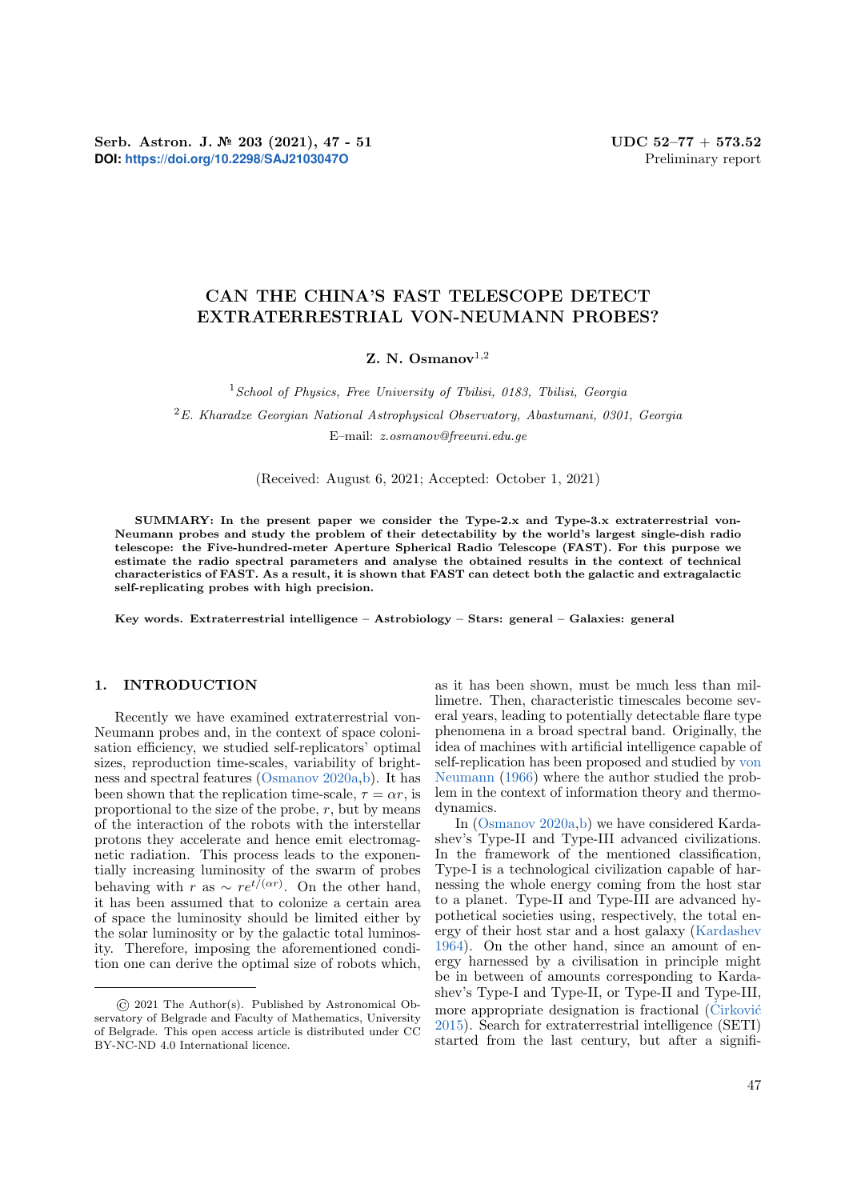Serb. Astron. J. № 203 (2021), 47 - 51
**DOI: https://doi.org/10.2298/SAJ2103047O**

UDC 52–77 + 573.52
Preliminary report

# CAN THE CHINA'S FAST TELESCOPE DETECT EXTRATERRESTRIAL VON-NEUMANN PROBES?

**Z. N. Osmanov**[1,2]

[1]*School of Physics, Free University of Tbilisi, 0183, Tbilisi, Georgia*

[2]*E. Kharadze Georgian National Astrophysical Observatory, Abastumani, 0301, Georgia*

E–mail: *z.osmanov@freeuni.edu.ge*

(Received: August 6, 2021; Accepted: October 1, 2021)

**SUMMARY: In the present paper we consider the Type-2.x and Type-3.x extraterrestrial von-Neumann probes and study the problem of their detectability by the world's largest single-dish radio telescope: the Five-hundred-meter Aperture Spherical Radio Telescope (FAST). For this purpose we estimate the radio spectral parameters and analyse the obtained results in the context of technical characteristics of FAST. As a result, it is shown that FAST can detect both the galactic and extragalactic self-replicating probes with high precision.**

**Key words. Extraterrestrial intelligence – Astrobiology – Stars: general – Galaxies: general**

## 1. INTRODUCTION

Recently we have examined extraterrestrial von-Neumann probes and, in the context of space colonisation efficiency, we studied self-replicators' optimal sizes, reproduction time-scales, variability of brightness and spectral features (Osmanov 2020a,b). It has been shown that the replication time-scale, $\tau = \alpha r$, is proportional to the size of the probe, $r$, but by means of the interaction of the robots with the interstellar protons they accelerate and hence emit electromagnetic radiation. This process leads to the exponentially increasing luminosity of the swarm of probes behaving with $r$ as $\sim re^{t/(\alpha r)}$. On the other hand, it has been assumed that to colonize a certain area of space the luminosity should be limited either by the solar luminosity or by the galactic total luminosity. Therefore, imposing the aforementioned condition one can derive the optimal size of robots which, as it has been shown, must be much less than millimetre. Then, characteristic timescales become several years, leading to potentially detectable flare type phenomena in a broad spectral band. Originally, the idea of machines with artificial intelligence capable of self-replication has been proposed and studied by von Neumann (1966) where the author studied the problem in the context of information theory and thermodynamics.

In (Osmanov 2020a,b) we have considered Kardashev's Type-II and Type-III advanced civilizations. In the framework of the mentioned classification, Type-I is a technological civilization capable of harnessing the whole energy coming from the host star to a planet. Type-II and Type-III are advanced hypothetical societies using, respectively, the total energy of their host star and a host galaxy (Kardashev 1964). On the other hand, since an amount of energy harnessed by a civilisation in principle might be in between of amounts corresponding to Kardashev's Type-I and Type-II, or Type-II and Type-III, more appropriate designation is fractional (Ćirković 2015). Search for extraterrestrial intelligence (SETI) started from the last century, but after a signifi-

© 2021 The Author(s). Published by Astronomical Observatory of Belgrade and Faculty of Mathematics, University of Belgrade. This open access article is distributed under CC BY-NC-ND 4.0 International licence.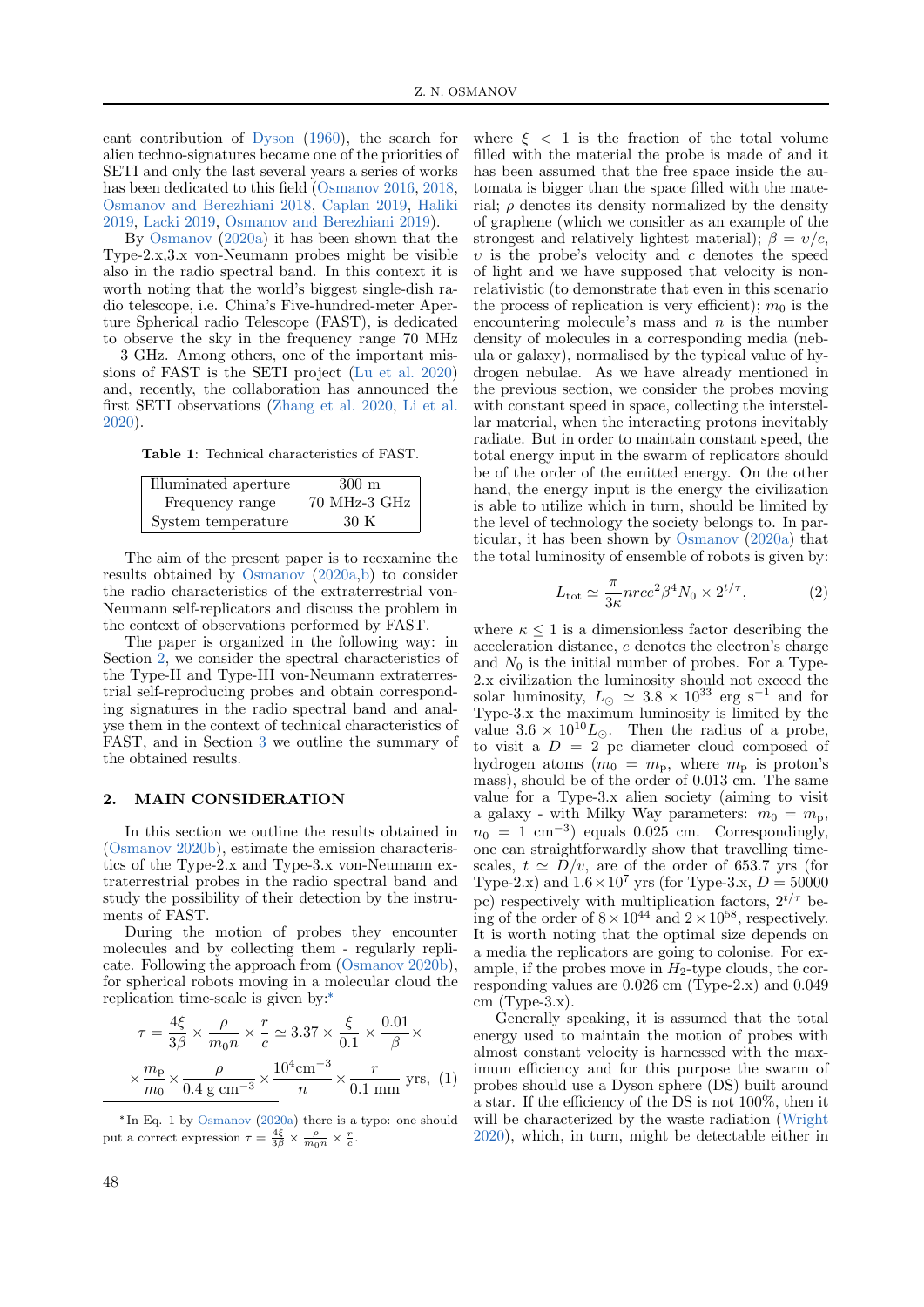cant contribution of Dyson (1960), the search for alien techno-signatures became one of the priorities of SETI and only the last several years a series of works has been dedicated to this field (Osmanov 2016, 2018, Osmanov and Berezhiani 2018, Caplan 2019, Haliki 2019, Lacki 2019, Osmanov and Berezhiani 2019).

By Osmanov (2020a) it has been shown that the Type-2.x,3.x von-Neumann probes might be visible also in the radio spectral band. In this context it is worth noting that the world's biggest single-dish radio telescope, i.e. China's Five-hundred-meter Aperture Spherical radio Telescope (FAST), is dedicated to observe the sky in the frequency range 70 MHz − 3 GHz. Among others, one of the important missions of FAST is the SETI project (Lu et al. 2020) and, recently, the collaboration has announced the first SETI observations (Zhang et al. 2020, Li et al. 2020).

**Table 1**: Technical characteristics of FAST.

| | |
|---|---|
| Illuminated aperture | 300 m |
| Frequency range | 70 MHz-3 GHz |
| System temperature | 30 K |

The aim of the present paper is to reexamine the results obtained by Osmanov (2020a,b) to consider the radio characteristics of the extraterrestrial von-Neumann self-replicators and discuss the problem in the context of observations performed by FAST.

The paper is organized in the following way: in Section 2, we consider the spectral characteristics of the Type-II and Type-III von-Neumann extraterrestrial self-reproducing probes and obtain corresponding signatures in the radio spectral band and analyse them in the context of technical characteristics of FAST, and in Section 3 we outline the summary of the obtained results.

## 2. MAIN CONSIDERATION

In this section we outline the results obtained in (Osmanov 2020b), estimate the emission characteristics of the Type-2.x and Type-3.x von-Neumann extraterrestrial probes in the radio spectral band and study the possibility of their detection by the instruments of FAST.

During the motion of probes they encounter molecules and by collecting them - regularly replicate. Following the approach from (Osmanov 2020b), for spherical robots moving in a molecular cloud the replication time-scale is given by:*

$$\tau = \frac{4\xi}{3\beta}\times\frac{\rho}{m_0 n}\times\frac{r}{c} \simeq 3.37\times\frac{\xi}{0.1}\times\frac{0.01}{\beta}\times$$

$$\times\frac{m_{\rm p}}{m_0}\times\frac{\rho}{0.4\ {\rm g\ cm^{-3}}}\times\frac{10^4{\rm cm^{-3}}}{n}\times\frac{r}{0.1\ {\rm mm}}\ {\rm yrs}, \quad (1)$$

where $\xi < 1$ is the fraction of the total volume filled with the material the probe is made of and it has been assumed that the free space inside the automata is bigger than the space filled with the material; $\rho$ denotes its density normalized by the density of graphene (which we consider as an example of the strongest and relatively lightest material); $\beta = \upsilon/c$, $\upsilon$ is the probe's velocity and $c$ denotes the speed of light and we have supposed that velocity is non-relativistic (to demonstrate that even in this scenario the process of replication is very efficient); $m_0$ is the encountering molecule's mass and $n$ is the number density of molecules in a corresponding media (nebula or galaxy), normalised by the typical value of hydrogen nebulae. As we have already mentioned in the previous section, we consider the probes moving with constant speed in space, collecting the interstellar material, when the interacting protons inevitably radiate. But in order to maintain constant speed, the total energy input in the swarm of replicators should be of the order of the emitted energy. On the other hand, the energy input is the energy the civilization is able to utilize which in turn, should be limited by the level of technology the society belongs to. In particular, it has been shown by Osmanov (2020a) that the total luminosity of ensemble of robots is given by:

$$L_{\rm tot} \simeq \frac{\pi}{3\kappa}nrce^2\beta^4 N_0\times 2^{t/\tau}, \quad (2)$$

where $\kappa \leq 1$ is a dimensionless factor describing the acceleration distance, $e$ denotes the electron's charge and $N_0$ is the initial number of probes. For a Type-2.x civilization the luminosity should not exceed the solar luminosity, $L_{\odot} \simeq 3.8\times 10^{33}$ erg s$^{-1}$ and for Type-3.x the maximum luminosity is limited by the value $3.6\times 10^{10} L_{\odot}$. Then the radius of a probe, to visit a $D = 2$ pc diameter cloud composed of hydrogen atoms ($m_0 = m_{\rm p}$, where $m_{\rm p}$ is proton's mass), should be of the order of 0.013 cm. The same value for a Type-3.x alien society (aiming to visit a galaxy - with Milky Way parameters: $m_0 = m_{\rm p}$, $n_0 = 1$ cm$^{-3}$) equals 0.025 cm. Correspondingly, one can straightforwardly show that travelling time-scales, $t \simeq D/\upsilon$, are of the order of 653.7 yrs (for Type-2.x) and $1.6\times 10^7$ yrs (for Type-3.x, $D = 50000$ pc) respectively with multiplication factors, $2^{t/\tau}$ being of the order of $8\times 10^{44}$ and $2\times 10^{58}$, respectively. It is worth noting that the optimal size depends on a media the replicators are going to colonise. For example, if the probes move in $H_2$-type clouds, the corresponding values are 0.026 cm (Type-2.x) and 0.049 cm (Type-3.x).

Generally speaking, it is assumed that the total energy used to maintain the motion of probes with almost constant velocity is harnessed with the maximum efficiency and for this purpose the swarm of probes should use a Dyson sphere (DS) built around a star. If the efficiency of the DS is not 100%, then it will be characterized by the waste radiation (Wright 2020), which, in turn, might be detectable either in

* In Eq. 1 by Osmanov (2020a) there is a typo: one should put a correct expression $\tau = \frac{4\xi}{3\beta}\times\frac{\rho}{m_0 n}\times\frac{r}{c}$.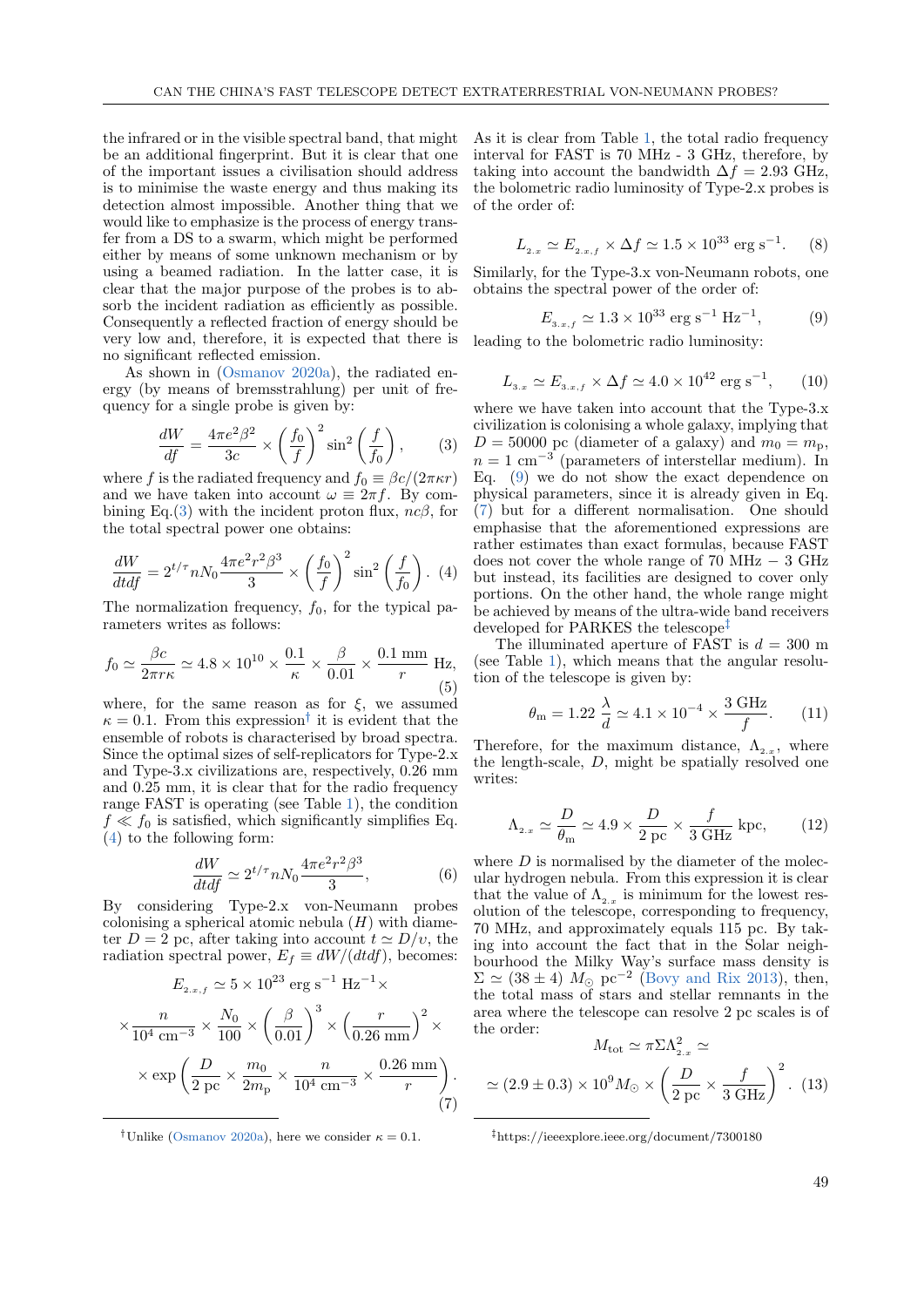the infrared or in the visible spectral band, that might be an additional fingerprint. But it is clear that one of the important issues a civilisation should address is to minimise the waste energy and thus making its detection almost impossible. Another thing that we would like to emphasize is the process of energy transfer from a DS to a swarm, which might be performed either by means of some unknown mechanism or by using a beamed radiation. In the latter case, it is clear that the major purpose of the probes is to absorb the incident radiation as efficiently as possible. Consequently a reflected fraction of energy should be very low and, therefore, it is expected that there is no significant reflected emission.

As shown in (Osmanov 2020a), the radiated energy (by means of bremsstrahlung) per unit of frequency for a single probe is given by:

$$\frac{dW}{df} = \frac{4\pi e^2\beta^2}{3c} \times \left(\frac{f_0}{f}\right)^2 \sin^2\left(\frac{f}{f_0}\right), \tag{3}$$

where $f$ is the radiated frequency and $f_0 \equiv \beta c/(2\pi\kappa r)$ and we have taken into account $\omega \equiv 2\pi f$. By combining Eq.(3) with the incident proton flux, $nc\beta$, for the total spectral power one obtains:

$$\frac{dW}{dtdf} = 2^{t/\tau} nN_0 \frac{4\pi e^2 r^2\beta^3}{3} \times \left(\frac{f_0}{f}\right)^2 \sin^2\left(\frac{f}{f_0}\right). \tag{4}$$

The normalization frequency, $f_0$, for the typical parameters writes as follows:

$$f_0 \simeq \frac{\beta c}{2\pi r\kappa} \simeq 4.8 \times 10^{10} \times \frac{0.1}{\kappa} \times \frac{\beta}{0.01} \times \frac{0.1 \text{ mm}}{r} \text{ Hz}, \tag{5}$$

where, for the same reason as for $\xi$, we assumed $\kappa = 0.1$. From this expression[†] it is evident that the ensemble of robots is characterised by broad spectra. Since the optimal sizes of self-replicators for Type-2.x and Type-3.x civilizations are, respectively, 0.26 mm and 0.25 mm, it is clear that for the radio frequency range FAST is operating (see Table 1), the condition $f \ll f_0$ is satisfied, which significantly simplifies Eq. (4) to the following form:

$$\frac{dW}{dtdf} \simeq 2^{t/\tau} nN_0 \frac{4\pi e^2 r^2\beta^3}{3}, \tag{6}$$

By considering Type-2.x von-Neumann probes colonising a spherical atomic nebula ($H$) with diameter $D = 2$ pc, after taking into account $t \simeq D/\upsilon$, the radiation spectral power, $E_f \equiv dW/(dtdf)$, becomes:

$$E_{_{2.x,f}} \simeq 5 \times 10^{23} \text{ erg s}^{-1} \text{ Hz}^{-1} \times$$
$$\times \frac{n}{10^4 \text{ cm}^{-3}} \times \frac{N_0}{100} \times \left(\frac{\beta}{0.01}\right)^3 \times \left(\frac{r}{0.26 \text{ mm}}\right)^2 \times$$
$$\times \exp\left(\frac{D}{2 \text{ pc}} \times \frac{m_0}{2m_{\text{p}}} \times \frac{n}{10^4 \text{ cm}^{-3}} \times \frac{0.26 \text{ mm}}{r}\right). \tag{7}$$

[†]Unlike (Osmanov 2020a), here we consider $\kappa = 0.1$.

As it is clear from Table 1, the total radio frequency interval for FAST is 70 MHz - 3 GHz, therefore, by taking into account the bandwidth $\Delta f = 2.93$ GHz, the bolometric radio luminosity of Type-2.x probes is of the order of:

$$L_{_{2.x}} \simeq E_{_{2.x,f}} \times \Delta f \simeq 1.5 \times 10^{33} \text{ erg s}^{-1}. \tag{8}$$

Similarly, for the Type-3.x von-Neumann robots, one obtains the spectral power of the order of:

$$E_{_{3.x,f}} \simeq 1.3 \times 10^{33} \text{ erg s}^{-1} \text{ Hz}^{-1}, \tag{9}$$

leading to the bolometric radio luminosity:

$$L_{_{3.x}} \simeq E_{_{3.x,f}} \times \Delta f \simeq 4.0 \times 10^{42} \text{ erg s}^{-1}, \tag{10}$$

where we have taken into account that the Type-3.x civilization is colonising a whole galaxy, implying that $D = 50000$ pc (diameter of a galaxy) and $m_0 = m_{\text{p}}$, $n = 1 \text{ cm}^{-3}$ (parameters of interstellar medium). In Eq. (9) we do not show the exact dependence on physical parameters, since it is already given in Eq. (7) but for a different normalisation. One should emphasise that the aforementioned expressions are rather estimates than exact formulas, because FAST does not cover the whole range of 70 MHz − 3 GHz but instead, its facilities are designed to cover only portions. On the other hand, the whole range might be achieved by means of the ultra-wide band receivers developed for PARKES the telescope[‡]

The illuminated aperture of FAST is $d = 300$ m (see Table 1), which means that the angular resolution of the telescope is given by:

$$\theta_{\text{m}} = 1.22\,\frac{\lambda}{d} \simeq 4.1 \times 10^{-4} \times \frac{3 \text{ GHz}}{f}. \tag{11}$$

Therefore, for the maximum distance, $\Lambda_{_{2.x}}$, where the length-scale, $D$, might be spatially resolved one writes:

$$\Lambda_{_{2.x}} \simeq \frac{D}{\theta_{\text{m}}} \simeq 4.9 \times \frac{D}{2 \text{ pc}} \times \frac{f}{3 \text{ GHz}} \text{ kpc}, \tag{12}$$

where $D$ is normalised by the diameter of the molecular hydrogen nebula. From this expression it is clear that the value of $\Lambda_{_{2.x}}$ is minimum for the lowest resolution of the telescope, corresponding to frequency, 70 MHz, and approximately equals 115 pc. By taking into account the fact that in the Solar neighbourhood the Milky Way's surface mass density is $\Sigma \simeq (38 \pm 4)\ M_{\odot}\ \text{pc}^{-2}$ (Bovy and Rix 2013), then, the total mass of stars and stellar remnants in the area where the telescope can resolve 2 pc scales is of the order:

$$M_{\text{tot}} \simeq \pi\Sigma\Lambda_{_{2.x}}^2 \simeq$$
$$\simeq (2.9 \pm 0.3) \times 10^9 M_{\odot} \times \left(\frac{D}{2 \text{ pc}} \times \frac{f}{3 \text{ GHz}}\right)^2. \tag{13}$$

[‡]https://ieeexplore.ieee.org/document/7300180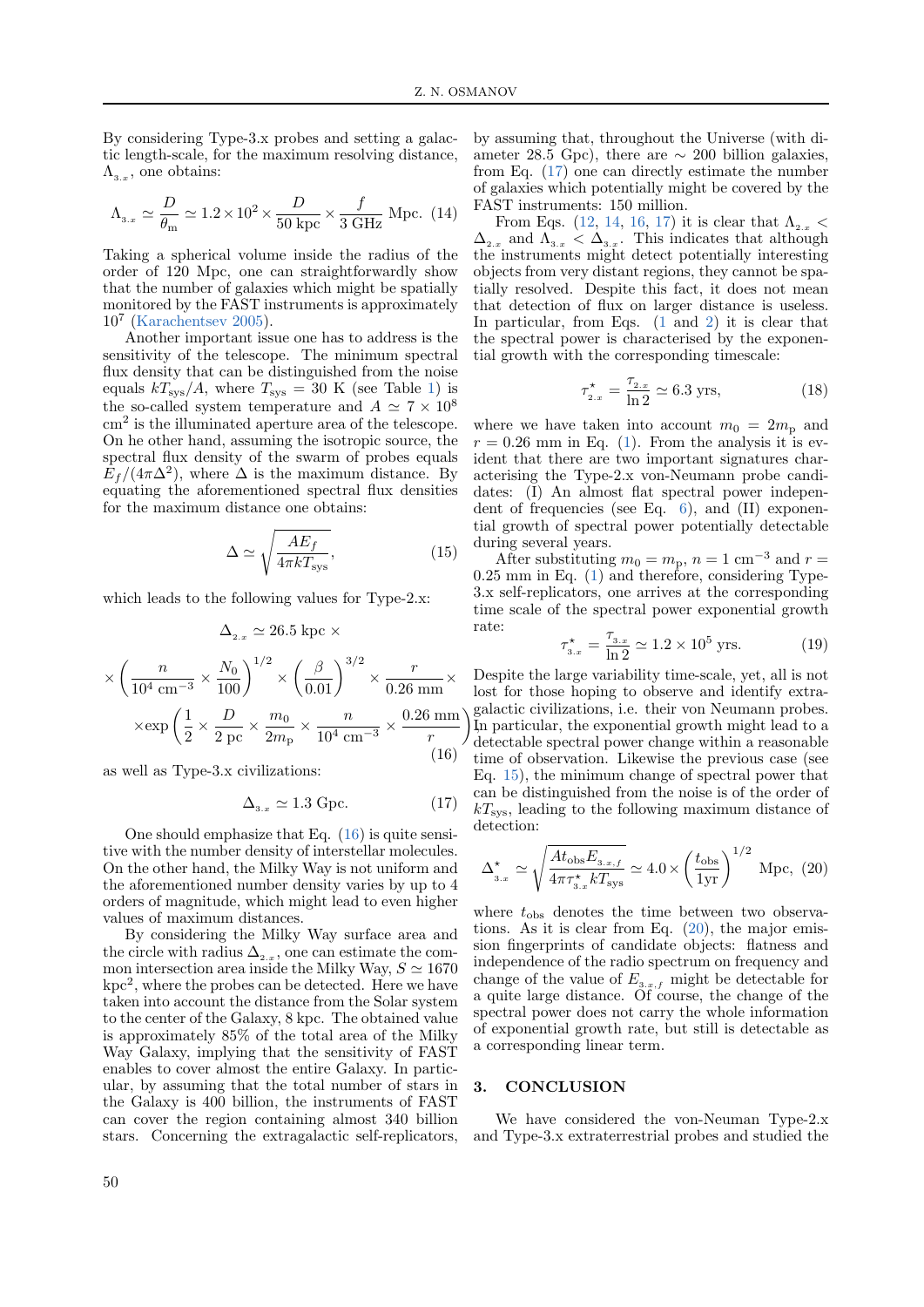By considering Type-3.x probes and setting a galactic length-scale, for the maximum resolving distance, $\Lambda_{_{3.x}}$, one obtains:

$$\Lambda_{_{3.x}} \simeq \frac{D}{\theta_{\rm m}} \simeq 1.2\times 10^2 \times \frac{D}{50\ {\rm kpc}} \times \frac{f}{3\ {\rm GHz}}\ {\rm Mpc}. \quad (14)$$

Taking a spherical volume inside the radius of the order of 120 Mpc, one can straightforwardly show that the number of galaxies which might be spatially monitored by the FAST instruments is approximately $10^7$ (Karachentsev 2005).

Another important issue one has to address is the sensitivity of the telescope. The minimum spectral flux density that can be distinguished from the noise equals $kT_{\rm sys}/A$, where $T_{\rm sys} = 30$ K (see Table 1) is the so-called system temperature and $A \simeq 7\times 10^8$ cm$^2$ is the illuminated aperture area of the telescope. On he other hand, assuming the isotropic source, the spectral flux density of the swarm of probes equals $E_f/(4\pi\Delta^2)$, where $\Delta$ is the maximum distance. By equating the aforementioned spectral flux densities for the maximum distance one obtains:

$$\Delta \simeq \sqrt{\frac{AE_f}{4\pi kT_{\rm sys}}}, \quad (15)$$

which leads to the following values for Type-2.x:

$$\Delta_{_{2.x}} \simeq 26.5\ {\rm kpc} \times$$
$$\times \left(\frac{n}{10^4\ {\rm cm}^{-3}} \times \frac{N_0}{100}\right)^{1/2} \times \left(\frac{\beta}{0.01}\right)^{3/2} \times \frac{r}{0.26\ {\rm mm}} \times$$
$$\times \exp\left(\frac{1}{2} \times \frac{D}{2\ {\rm pc}} \times \frac{m_0}{2m_{\rm p}} \times \frac{n}{10^4\ {\rm cm}^{-3}} \times \frac{0.26\ {\rm mm}}{r}\right) \quad (16)$$

as well as Type-3.x civilizations:

$$\Delta_{_{3.x}} \simeq 1.3\ {\rm Gpc}. \quad (17)$$

One should emphasize that Eq. (16) is quite sensitive with the number density of interstellar molecules. On the other hand, the Milky Way is not uniform and the aforementioned number density varies by up to 4 orders of magnitude, which might lead to even higher values of maximum distances.

By considering the Milky Way surface area and the circle with radius $\Delta_{_{2.x}}$, one can estimate the common intersection area inside the Milky Way, $S \simeq 1670$ kpc$^2$, where the probes can be detected. Here we have taken into account the distance from the Solar system to the center of the Galaxy, 8 kpc. The obtained value is approximately 85% of the total area of the Milky Way Galaxy, implying that the sensitivity of FAST enables to cover almost the entire Galaxy. In particular, by assuming that the total number of stars in the Galaxy is 400 billion, the instruments of FAST can cover the region containing almost 340 billion stars. Concerning the extragalactic self-replicators, by assuming that, throughout the Universe (with diameter 28.5 Gpc), there are $\sim$ 200 billion galaxies, from Eq. (17) one can directly estimate the number of galaxies which potentially might be covered by the FAST instruments: 150 million.

From Eqs. (12, 14, 16, 17) it is clear that $\Lambda_{_{2.x}} < \Delta_{_{2.x}}$ and $\Lambda_{_{3.x}} < \Delta_{_{3.x}}$. This indicates that although the instruments might detect potentially interesting objects from very distant regions, they cannot be spatially resolved. Despite this fact, it does not mean that detection of flux on larger distance is useless. In particular, from Eqs. (1 and 2) it is clear that the spectral power is characterised by the exponential growth with the corresponding timescale:

$$\tau^{\star}_{_{2.x}} = \frac{\tau_{_{2.x}}}{\ln 2} \simeq 6.3\ {\rm yrs}, \quad (18)$$

where we have taken into account $m_0 = 2m_{\rm p}$ and $r = 0.26$ mm in Eq. (1). From the analysis it is evident that there are two important signatures characterising the Type-2.x von-Neumann probe candidates: (I) An almost flat spectral power independent of frequencies (see Eq. 6), and (II) exponential growth of spectral power potentially detectable during several years.

After substituting $m_0 = m_{\rm p}$, $n = 1$ cm$^{-3}$ and $r = 0.25$ mm in Eq. (1) and therefore, considering Type-3.x self-replicators, one arrives at the corresponding time scale of the spectral power exponential growth rate:

$$\tau^{\star}_{_{3.x}} = \frac{\tau_{_{3.x}}}{\ln 2} \simeq 1.2\times 10^5\ {\rm yrs}. \quad (19)$$

Despite the large variability time-scale, yet, all is not lost for those hoping to observe and identify extragalactic civilizations, i.e. their von Neumann probes. In particular, the exponential growth might lead to a detectable spectral power change within a reasonable time of observation. Likewise the previous case (see Eq. 15), the minimum change of spectral power that can be distinguished from the noise is of the order of $kT_{\rm sys}$, leading to the following maximum distance of detection:

$$\Delta^{\star}_{_{3.x}} \simeq \sqrt{\frac{At_{\rm obs}E_{_{3.x,f}}}{4\pi\tau^{\star}_{_{3.x}}kT_{\rm sys}}} \simeq 4.0\times\left(\frac{t_{\rm obs}}{1{\rm yr}}\right)^{1/2}\ {\rm Mpc}, \quad (20)$$

where $t_{\rm obs}$ denotes the time between two observations. As it is clear from Eq. (20), the major emission fingerprints of candidate objects: flatness and independence of the radio spectrum on frequency and change of the value of $E_{_{3.x,f}}$ might be detectable for a quite large distance. Of course, the change of the spectral power does not carry the whole information of exponential growth rate, but still is detectable as a corresponding linear term.

## 3. CONCLUSION

We have considered the von-Neuman Type-2.x and Type-3.x extraterrestrial probes and studied the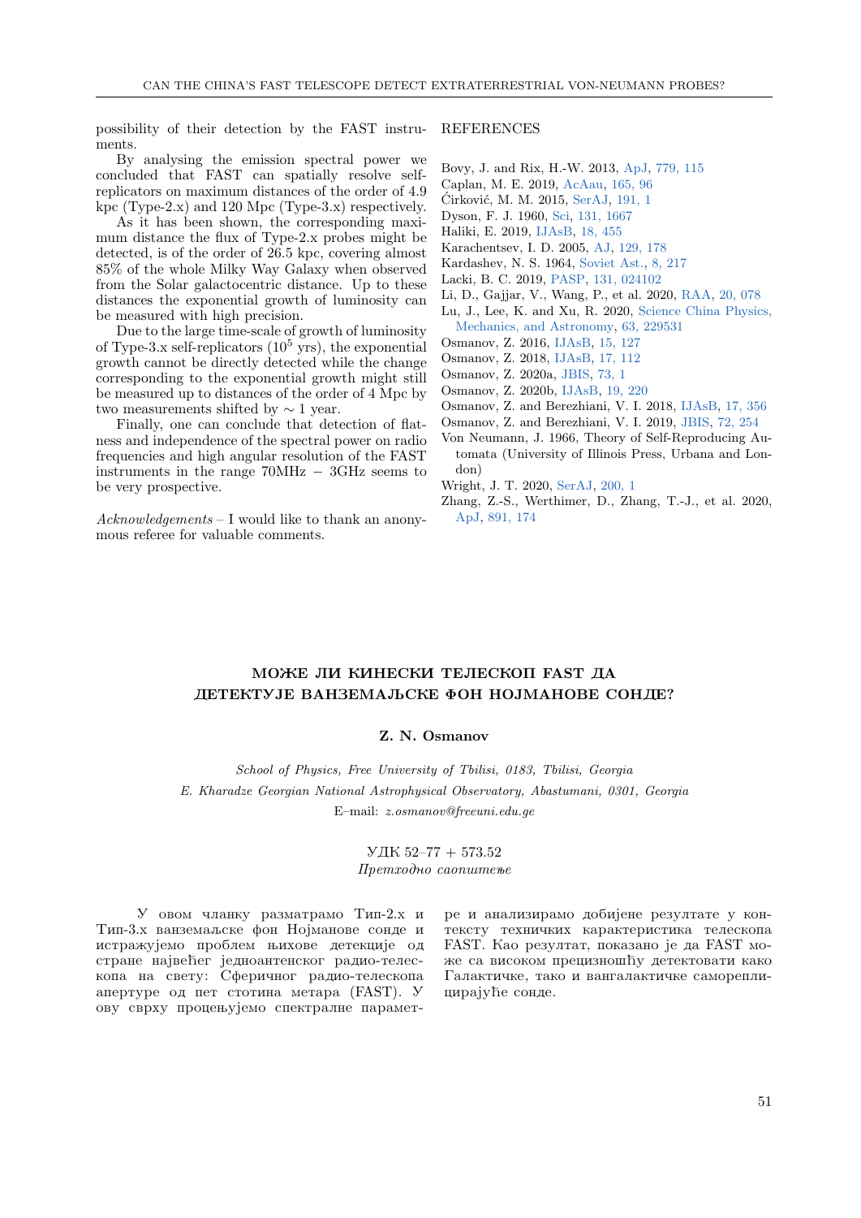possibility of their detection by the FAST instruments.

By analysing the emission spectral power we concluded that FAST can spatially resolve self-replicators on maximum distances of the order of 4.9 kpc (Type-2.x) and 120 Mpc (Type-3.x) respectively.

As it has been shown, the corresponding maximum distance the flux of Type-2.x probes might be detected, is of the order of 26.5 kpc, covering almost 85% of the whole Milky Way Galaxy when observed from the Solar galactocentric distance. Up to these distances the exponential growth of luminosity can be measured with high precision.

Due to the large time-scale of growth of luminosity of Type-3.x self-replicators ($10^5$ yrs), the exponential growth cannot be directly detected while the change corresponding to the exponential growth might still be measured up to distances of the order of 4 Mpc by two measurements shifted by $\sim 1$ year.

Finally, one can conclude that detection of flatness and independence of the spectral power on radio frequencies and high angular resolution of the FAST instruments in the range 70MHz $-$ 3GHz seems to be very prospective.

*Acknowledgements* – I would like to thank an anonymous referee for valuable comments.

## REFERENCES

Bovy, J. and Rix, H.-W. 2013, ApJ, 779, 115
Caplan, M. E. 2019, AcAau, 165, 96
Ćirković, M. M. 2015, SerAJ, 191, 1
Dyson, F. J. 1960, Sci, 131, 1667
Haliki, E. 2019, IJAsB, 18, 455
Karachentsev, I. D. 2005, AJ, 129, 178
Kardashev, N. S. 1964, Soviet Ast., 8, 217
Lacki, B. C. 2019, PASP, 131, 024102
Li, D., Gajjar, V., Wang, P., et al. 2020, RAA, 20, 078
Lu, J., Lee, K. and Xu, R. 2020, Science China Physics, Mechanics, and Astronomy, 63, 229531
Osmanov, Z. 2016, IJAsB, 15, 127
Osmanov, Z. 2018, IJAsB, 17, 112
Osmanov, Z. 2020a, JBIS, 73, 1
Osmanov, Z. 2020b, IJAsB, 19, 220
Osmanov, Z. and Berezhiani, V. I. 2018, IJAsB, 17, 356
Osmanov, Z. and Berezhiani, V. I. 2019, JBIS, 72, 254
Von Neumann, J. 1966, Theory of Self-Reproducing Automata (University of Illinois Press, Urbana and London)
Wright, J. T. 2020, SerAJ, 200, 1
Zhang, Z.-S., Werthimer, D., Zhang, T.-J., et al. 2020, ApJ, 891, 174

## МОЖЕ ЛИ КИНЕСКИ ТЕЛЕСКОП FAST ДА ДЕТЕКТУЈЕ ВАНЗЕМАЉСКЕ ФОН НОЈМАНОВЕ СОНДЕ?

**Z. N. Osmanov**

*School of Physics, Free University of Tbilisi, 0183, Tbilisi, Georgia*

*E. Kharadze Georgian National Astrophysical Observatory, Abastumani, 0301, Georgia*

E–mail: *z.osmanov@freeuni.edu.ge*

УДК 52–77 + 573.52
*Претходно саопштење*

У овом чланку разматрамо Тип-2.x и Тип-3.x ванземаљске фон Нојманове сонде и истражујемо проблем њихове детекције од стране највећег једноантенског радио-телескопа на свету: Сферичног радио-телескопа апертуре од пет стотина метара (FAST). У ову сврху процењујемо спектралне параметре и анализирамо добијене резултате у контексту техничких карактеристика телескопа FAST. Као резултат, показано је да FAST може са високом прецизношћу детектовати како Галактичке, тако и вангалактичке самореплицирајуће сонде.